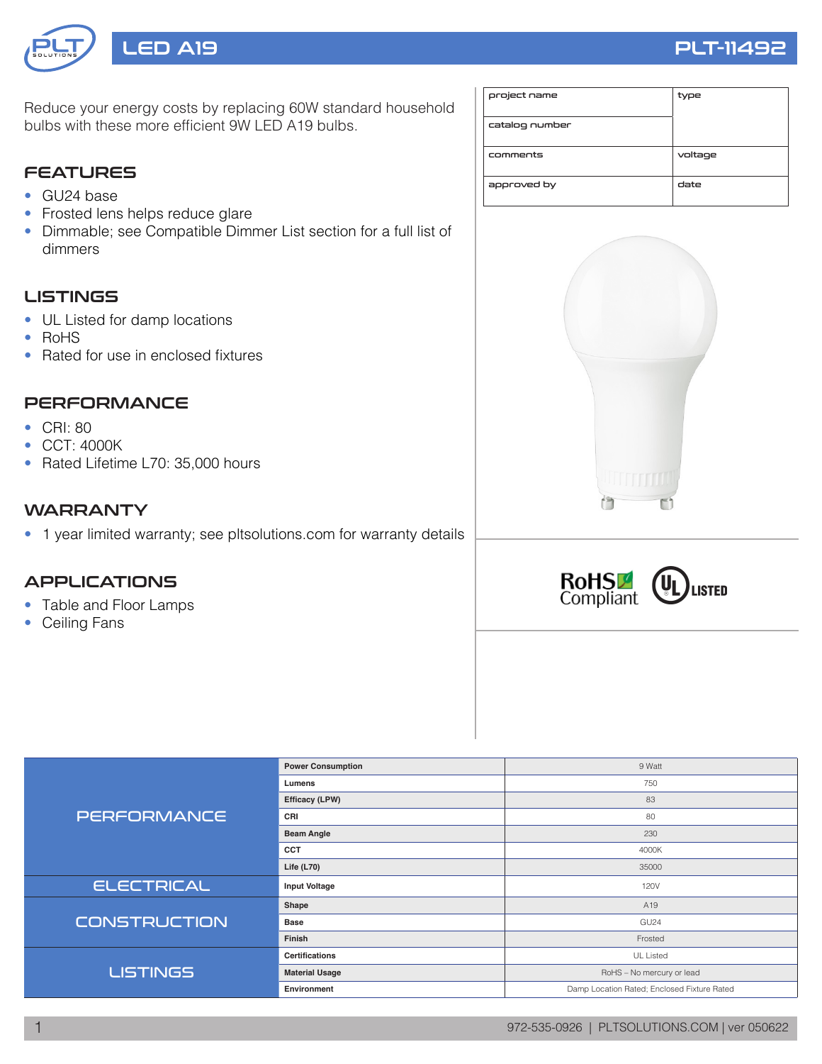# LED A19

**PLT-11492**

Reduce your energy costs by replacing 60W standard household bulbs with these more efficient 9W LED A19 bulbs.

## FEATURES

- GU24 base
- Frosted lens helps reduce glare
- Dimmable; see Compatible Dimmer List section for a full list of dimmers

## LISTINGS

- UL Listed for damp locations
- RoHS
- Rated for use in enclosed fixtures

## PERFORMANCE

- CRI: 80
- CCT: 4000K
- Rated Lifetime L70: 35,000 hours

## WARRANTY

- 1 year limited warranty; see pltsolutions.com for warranty details

## APPLICATIONS

- Table and Floor Lamps
- Ceiling Fans

| project name | type |
|---|---|
| catalog number | |
| comments | voltage |
| approved by | date |

RoHS Compliant | UL LISTED

| | | |
|---|---|---|
| PERFORMANCE | Power Consumption | 9 Watt |
| | Lumens | 750 |
| | Efficacy (LPW) | 83 |
| | CRI | 80 |
| | Beam Angle | 230 |
| | CCT | 4000K |
| | Life (L70) | 35000 |
| ELECTRICAL | Input Voltage | 120V |
| CONSTRUCTION | Shape | A19 |
| | Base | GU24 |
| | Finish | Frosted |
| LISTINGS | Certifications | UL Listed |
| | Material Usage | RoHS – No mercury or lead |
| | Environment | Damp Location Rated; Enclosed Fixture Rated |

972-535-0926 | PLTSOLUTIONS.COM | ver 050622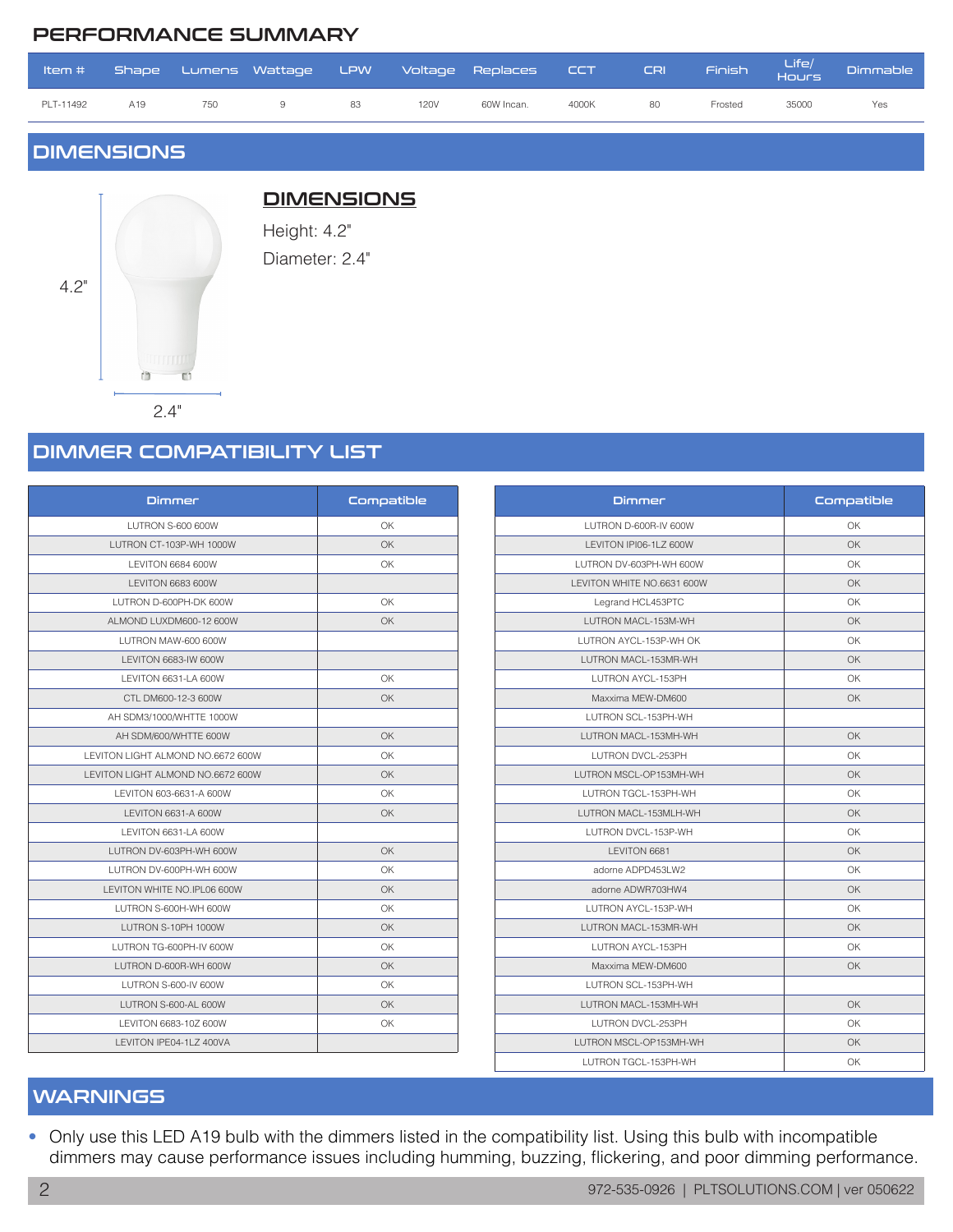## PERFORMANCE SUMMARY

| Item # | Shape | Lumens | Wattage | LPW | Voltage | Replaces | CCT | CRI | Finish | Life/ Hours | Dimmable |
|---|---|---|---|---|---|---|---|---|---|---|---|
| PLT-11492 | A19 | 750 | 9 | 83 | 120V | 60W Incan. | 4000K | 80 | Frosted | 35000 | Yes |

## DIMENSIONS

4.2"

2.4"

### DIMENSIONS

Height: 4.2"

Diameter: 2.4"

## DIMMER COMPATIBILITY LIST

| Dimmer | Compatible |
|---|---|
| LUTRON S-600 600W | OK |
| LUTRON CT-103P-WH 1000W | OK |
| LEVITON 6684 600W | OK |
| LEVITON 6683 600W | |
| LUTRON D-600PH-DK 600W | OK |
| ALMOND LUXDM600-12 600W | OK |
| LUTRON MAW-600 600W | |
| LEVITON 6683-IW 600W | |
| LEVITON 6631-LA 600W | OK |
| CTL DM600-12-3 600W | OK |
| AH SDM3/1000/WHTTE 1000W | |
| AH SDM/600/WHTTE 600W | OK |
| LEVITON LIGHT ALMOND NO.6672 600W | OK |
| LEVITON LIGHT ALMOND NO.6672 600W | OK |
| LEVITON 603-6631-A 600W | OK |
| LEVITON 6631-A 600W | OK |
| LEVITON 6631-LA 600W | |
| LUTRON DV-603PH-WH 600W | OK |
| LUTRON DV-600PH-WH 600W | OK |
| LEVITON WHITE NO.IPL06 600W | OK |
| LUTRON S-600H-WH 600W | OK |
| LUTRON S-10PH 1000W | OK |
| LUTRON TG-600PH-IV 600W | OK |
| LUTRON D-600R-WH 600W | OK |
| LUTRON S-600-IV 600W | OK |
| LUTRON S-600-AL 600W | OK |
| LEVITON 6683-10Z 600W | OK |
| LEVITON IPE04-1LZ 400VA | |

| Dimmer | Compatible |
|---|---|
| LUTRON D-600R-IV 600W | OK |
| LEVITON IPI06-1LZ 600W | OK |
| LUTRON DV-603PH-WH 600W | OK |
| LEVITON WHITE NO.6631 600W | OK |
| Legrand HCL453PTC | OK |
| LUTRON MACL-153M-WH | OK |
| LUTRON AYCL-153P-WH OK | OK |
| LUTRON MACL-153MR-WH | OK |
| LUTRON AYCL-153PH | OK |
| Maxxima MEW-DM600 | OK |
| LUTRON SCL-153PH-WH | |
| LUTRON MACL-153MH-WH | OK |
| LUTRON DVCL-253PH | OK |
| LUTRON MSCL-OP153MH-WH | OK |
| LUTRON TGCL-153PH-WH | OK |
| LUTRON MACL-153MLH-WH | OK |
| LUTRON DVCL-153P-WH | OK |
| LEVITON 6681 | OK |
| adorne ADPD453LW2 | OK |
| adorne ADWR703HW4 | OK |
| LUTRON AYCL-153P-WH | OK |
| LUTRON MACL-153MR-WH | OK |
| LUTRON AYCL-153PH | OK |
| Maxxima MEW-DM600 | OK |
| LUTRON SCL-153PH-WH | |
| LUTRON MACL-153MH-WH | OK |
| LUTRON DVCL-253PH | OK |
| LUTRON MSCL-OP153MH-WH | OK |
| LUTRON TGCL-153PH-WH | OK |

## WARNINGS

- Only use this LED A19 bulb with the dimmers listed in the compatibility list. Using this bulb with incompatible dimmers may cause performance issues including humming, buzzing, flickering, and poor dimming performance.

972-535-0926 | PLTSOLUTIONS.COM | ver 050622